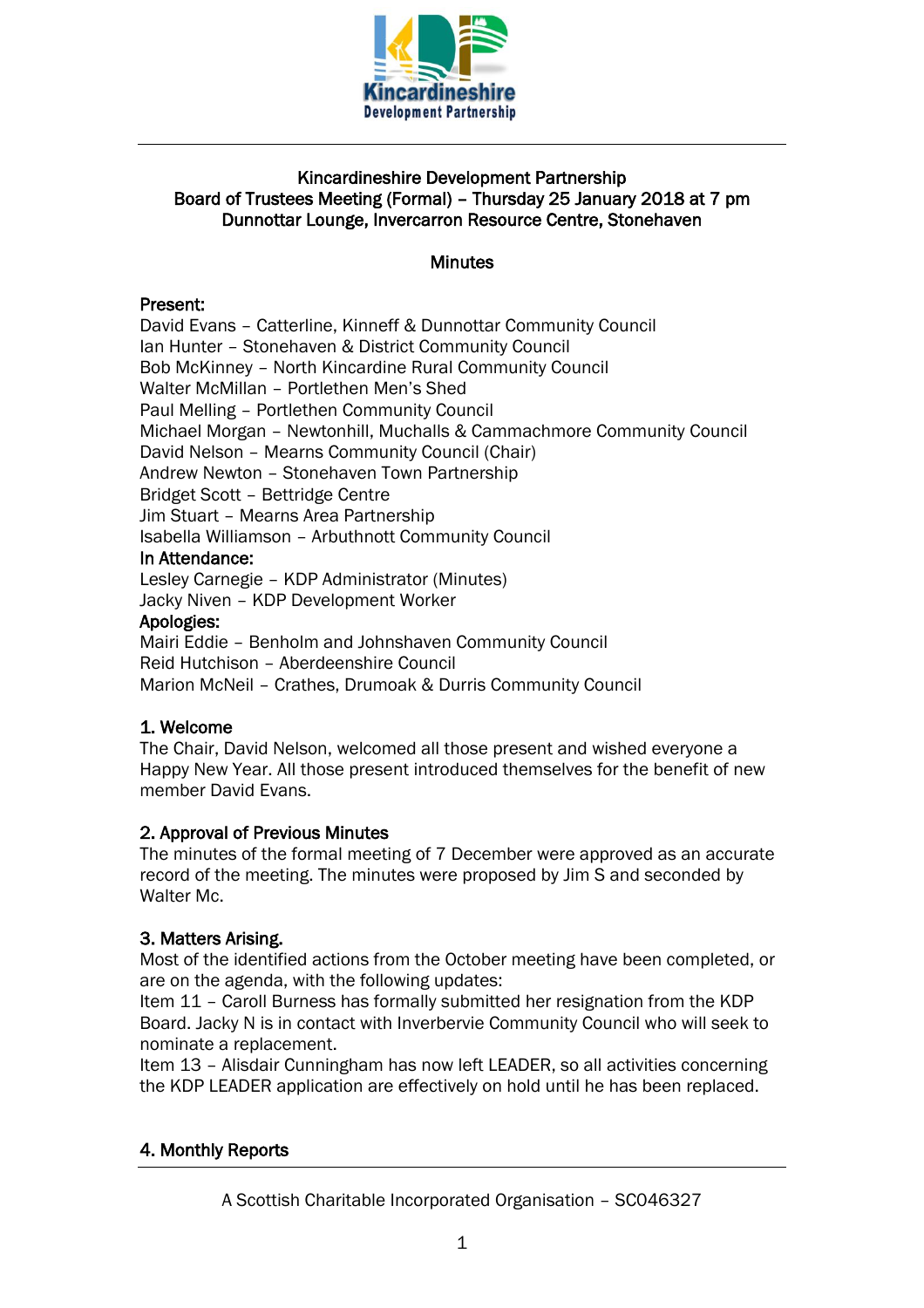Kincardineshire Development Partnership

# Kincardineshire Development Partnership
## Board of Trustees Meeting (Formal) – Thursday 25 January 2018 at 7 pm
## Dunnottar Lounge, Invercarron Resource Centre, Stonehaven

## Minutes

**Present:**
David Evans – Catterline, Kinneff & Dunnottar Community Council
Ian Hunter – Stonehaven & District Community Council
Bob McKinney – North Kincardine Rural Community Council
Walter McMillan – Portlethen Men's Shed
Paul Melling – Portlethen Community Council
Michael Morgan – Newtonhill, Muchalls & Cammachmore Community Council
David Nelson – Mearns Community Council (Chair)
Andrew Newton – Stonehaven Town Partnership
Bridget Scott – Bettridge Centre
Jim Stuart – Mearns Area Partnership
Isabella Williamson – Arbuthnott Community Council

**In Attendance:**
Lesley Carnegie – KDP Administrator (Minutes)
Jacky Niven – KDP Development Worker

**Apologies:**
Mairi Eddie – Benholm and Johnshaven Community Council
Reid Hutchison – Aberdeenshire Council
Marion McNeil – Crathes, Drumoak & Durris Community Council

### 1. Welcome
The Chair, David Nelson, welcomed all those present and wished everyone a Happy New Year. All those present introduced themselves for the benefit of new member David Evans.

### 2. Approval of Previous Minutes
The minutes of the formal meeting of 7 December were approved as an accurate record of the meeting. The minutes were proposed by Jim S and seconded by Walter Mc.

### 3. Matters Arising.
Most of the identified actions from the October meeting have been completed, or are on the agenda, with the following updates:
Item 11 – Caroll Burness has formally submitted her resignation from the KDP Board. Jacky N is in contact with Inverbervie Community Council who will seek to nominate a replacement.
Item 13 – Alisdair Cunningham has now left LEADER, so all activities concerning the KDP LEADER application are effectively on hold until he has been replaced.

### 4. Monthly Reports

A Scottish Charitable Incorporated Organisation – SC046327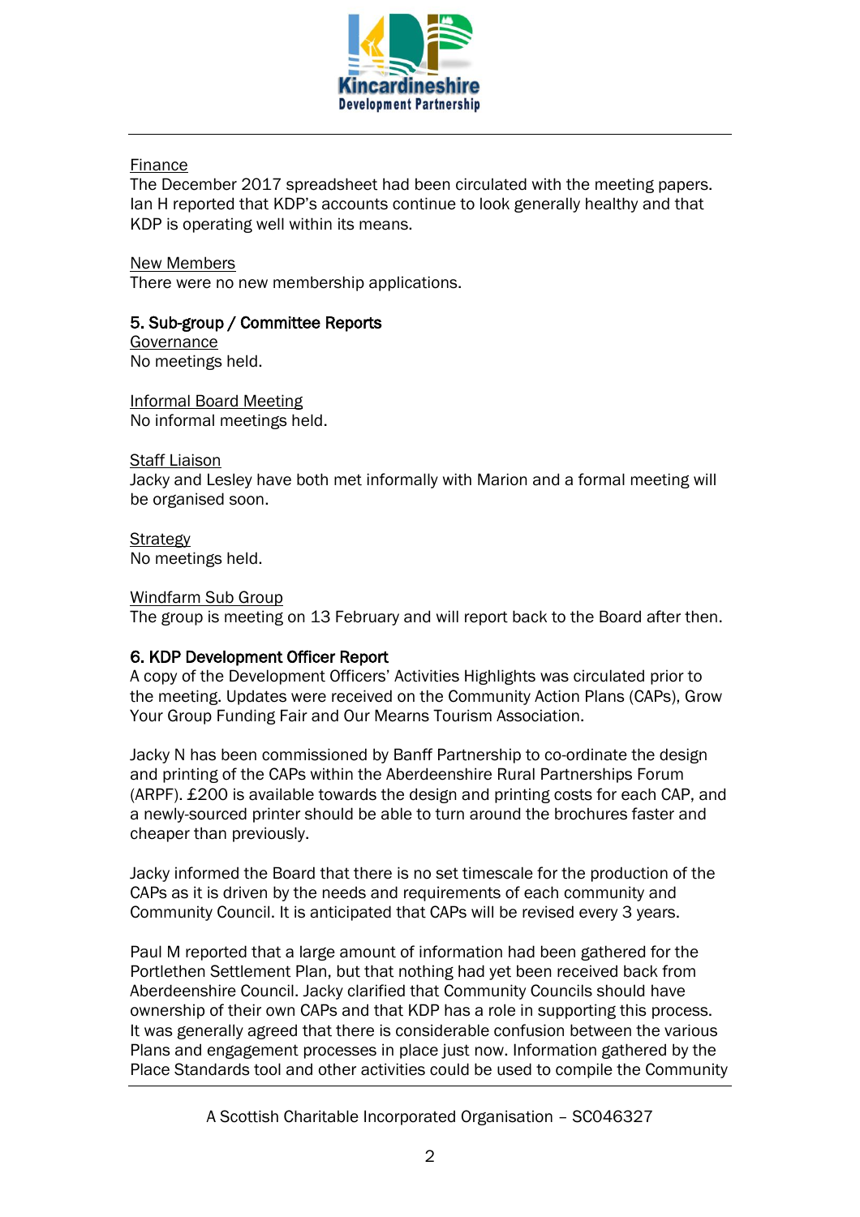Finance

The December 2017 spreadsheet had been circulated with the meeting papers. Ian H reported that KDP's accounts continue to look generally healthy and that KDP is operating well within its means.

New Members

There were no new membership applications.

**5. Sub-group / Committee Reports**

Governance

No meetings held.

Informal Board Meeting

No informal meetings held.

Staff Liaison

Jacky and Lesley have both met informally with Marion and a formal meeting will be organised soon.

Strategy

No meetings held.

Windfarm Sub Group

The group is meeting on 13 February and will report back to the Board after then.

**6. KDP Development Officer Report**

A copy of the Development Officers' Activities Highlights was circulated prior to the meeting. Updates were received on the Community Action Plans (CAPs), Grow Your Group Funding Fair and Our Mearns Tourism Association.

Jacky N has been commissioned by Banff Partnership to co-ordinate the design and printing of the CAPs within the Aberdeenshire Rural Partnerships Forum (ARPF). £200 is available towards the design and printing costs for each CAP, and a newly-sourced printer should be able to turn around the brochures faster and cheaper than previously.

Jacky informed the Board that there is no set timescale for the production of the CAPs as it is driven by the needs and requirements of each community and Community Council. It is anticipated that CAPs will be revised every 3 years.

Paul M reported that a large amount of information had been gathered for the Portlethen Settlement Plan, but that nothing had yet been received back from Aberdeenshire Council. Jacky clarified that Community Councils should have ownership of their own CAPs and that KDP has a role in supporting this process. It was generally agreed that there is considerable confusion between the various Plans and engagement processes in place just now. Information gathered by the Place Standards tool and other activities could be used to compile the Community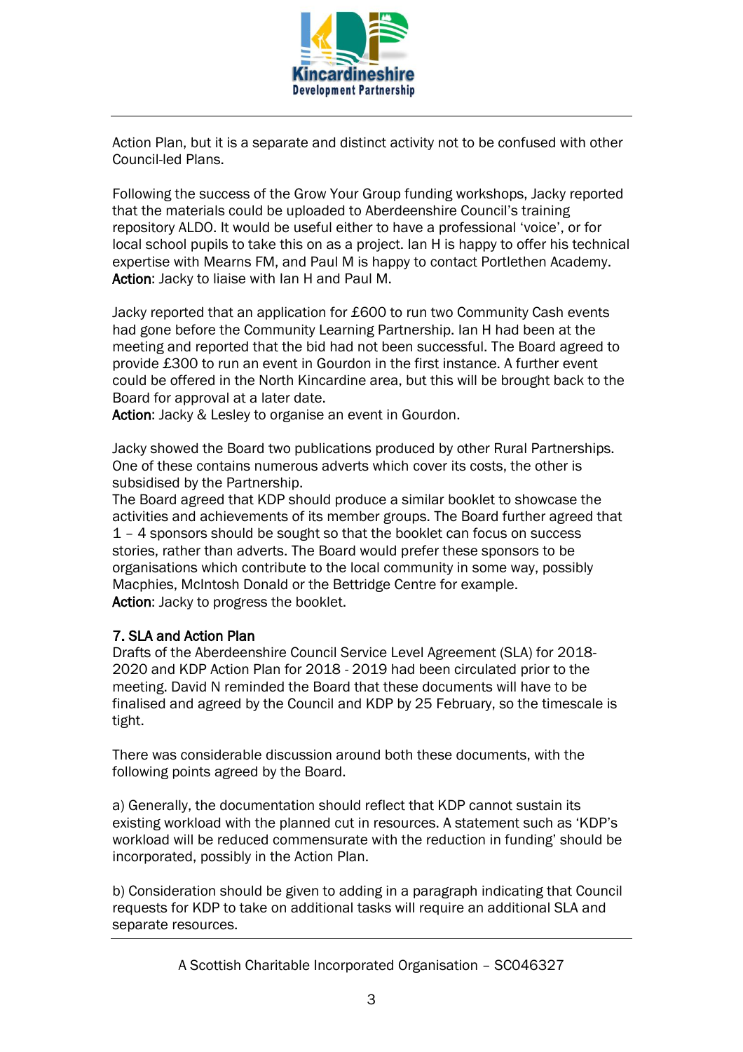Action Plan, but it is a separate and distinct activity not to be confused with other Council-led Plans.

Following the success of the Grow Your Group funding workshops, Jacky reported that the materials could be uploaded to Aberdeenshire Council's training repository ALDO. It would be useful either to have a professional 'voice', or for local school pupils to take this on as a project. Ian H is happy to offer his technical expertise with Mearns FM, and Paul M is happy to contact Portlethen Academy.
**Action**: Jacky to liaise with Ian H and Paul M.

Jacky reported that an application for £600 to run two Community Cash events had gone before the Community Learning Partnership. Ian H had been at the meeting and reported that the bid had not been successful. The Board agreed to provide £300 to run an event in Gourdon in the first instance. A further event could be offered in the North Kincardine area, but this will be brought back to the Board for approval at a later date.
**Action**: Jacky & Lesley to organise an event in Gourdon.

Jacky showed the Board two publications produced by other Rural Partnerships. One of these contains numerous adverts which cover its costs, the other is subsidised by the Partnership.
The Board agreed that KDP should produce a similar booklet to showcase the activities and achievements of its member groups. The Board further agreed that 1 – 4 sponsors should be sought so that the booklet can focus on success stories, rather than adverts. The Board would prefer these sponsors to be organisations which contribute to the local community in some way, possibly Macphies, McIntosh Donald or the Bettridge Centre for example.
**Action**: Jacky to progress the booklet.

**7. SLA and Action Plan**
Drafts of the Aberdeenshire Council Service Level Agreement (SLA) for 2018-2020 and KDP Action Plan for 2018 - 2019 had been circulated prior to the meeting. David N reminded the Board that these documents will have to be finalised and agreed by the Council and KDP by 25 February, so the timescale is tight.

There was considerable discussion around both these documents, with the following points agreed by the Board.

a) Generally, the documentation should reflect that KDP cannot sustain its existing workload with the planned cut in resources. A statement such as 'KDP's workload will be reduced commensurate with the reduction in funding' should be incorporated, possibly in the Action Plan.

b) Consideration should be given to adding in a paragraph indicating that Council requests for KDP to take on additional tasks will require an additional SLA and separate resources.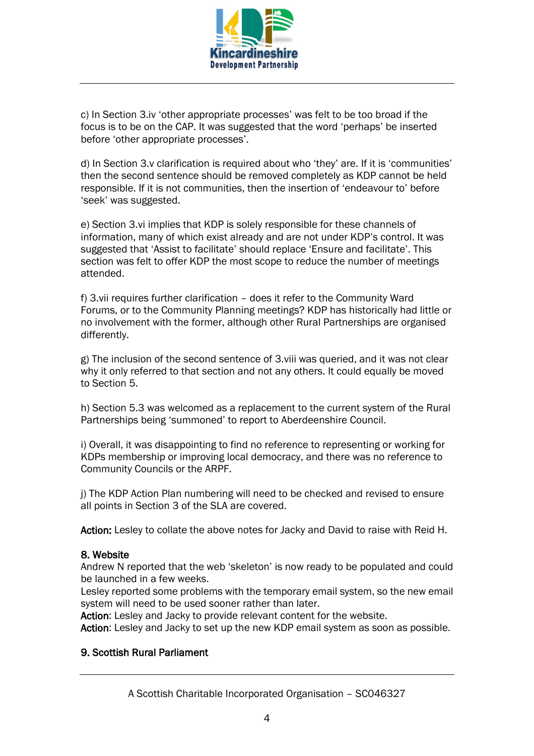c) In Section 3.iv 'other appropriate processes' was felt to be too broad if the focus is to be on the CAP. It was suggested that the word 'perhaps' be inserted before 'other appropriate processes'.

d) In Section 3.v clarification is required about who 'they' are. If it is 'communities' then the second sentence should be removed completely as KDP cannot be held responsible. If it is not communities, then the insertion of 'endeavour to' before 'seek' was suggested.

e) Section 3.vi implies that KDP is solely responsible for these channels of information, many of which exist already and are not under KDP's control. It was suggested that 'Assist to facilitate' should replace 'Ensure and facilitate'. This section was felt to offer KDP the most scope to reduce the number of meetings attended.

f) 3.vii requires further clarification – does it refer to the Community Ward Forums, or to the Community Planning meetings? KDP has historically had little or no involvement with the former, although other Rural Partnerships are organised differently.

g) The inclusion of the second sentence of 3.viii was queried, and it was not clear why it only referred to that section and not any others. It could equally be moved to Section 5.

h) Section 5.3 was welcomed as a replacement to the current system of the Rural Partnerships being 'summoned' to report to Aberdeenshire Council.

i) Overall, it was disappointing to find no reference to representing or working for KDPs membership or improving local democracy, and there was no reference to Community Councils or the ARPF.

j) The KDP Action Plan numbering will need to be checked and revised to ensure all points in Section 3 of the SLA are covered.

**Action:** Lesley to collate the above notes for Jacky and David to raise with Reid H.

## 8. Website

Andrew N reported that the web 'skeleton' is now ready to be populated and could be launched in a few weeks.
Lesley reported some problems with the temporary email system, so the new email system will need to be used sooner rather than later.
**Action**: Lesley and Jacky to provide relevant content for the website.
**Action**: Lesley and Jacky to set up the new KDP email system as soon as possible.

## 9. Scottish Rural Parliament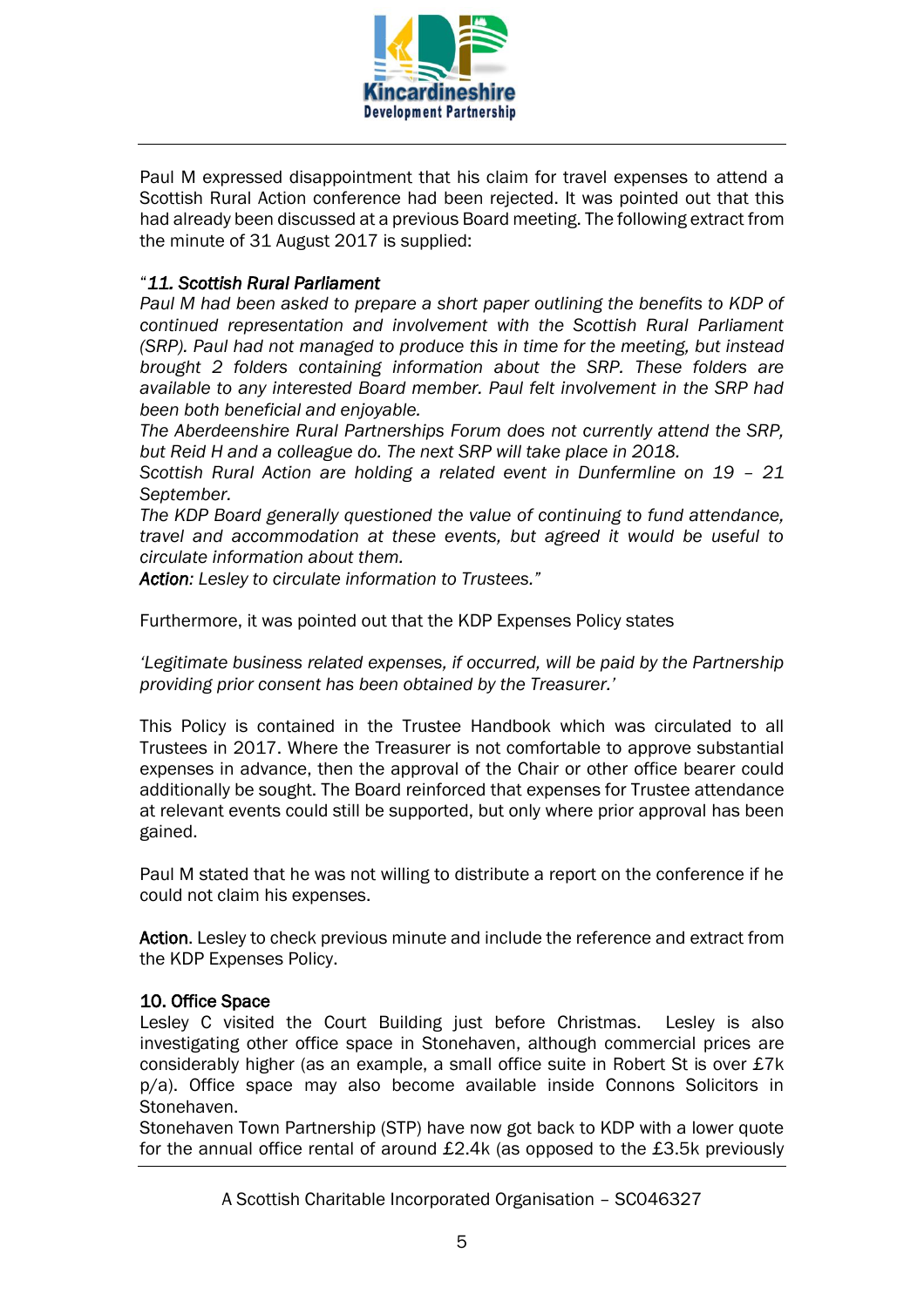Paul M expressed disappointment that his claim for travel expenses to attend a Scottish Rural Action conference had been rejected. It was pointed out that this had already been discussed at a previous Board meeting. The following extract from the minute of 31 August 2017 is supplied:

*"**11. Scottish Rural Parliament***
*Paul M had been asked to prepare a short paper outlining the benefits to KDP of continued representation and involvement with the Scottish Rural Parliament (SRP). Paul had not managed to produce this in time for the meeting, but instead brought 2 folders containing information about the SRP. These folders are available to any interested Board member. Paul felt involvement in the SRP had been both beneficial and enjoyable.*
*The Aberdeenshire Rural Partnerships Forum does not currently attend the SRP, but Reid H and a colleague do. The next SRP will take place in 2018.*
*Scottish Rural Action are holding a related event in Dunfermline on 19 – 21 September.*
*The KDP Board generally questioned the value of continuing to fund attendance, travel and accommodation at these events, but agreed it would be useful to circulate information about them.*
***Action**: Lesley to circulate information to Trustees."*

Furthermore, it was pointed out that the KDP Expenses Policy states

*'Legitimate business related expenses, if occurred, will be paid by the Partnership providing prior consent has been obtained by the Treasurer.'*

This Policy is contained in the Trustee Handbook which was circulated to all Trustees in 2017. Where the Treasurer is not comfortable to approve substantial expenses in advance, then the approval of the Chair or other office bearer could additionally be sought. The Board reinforced that expenses for Trustee attendance at relevant events could still be supported, but only where prior approval has been gained.

Paul M stated that he was not willing to distribute a report on the conference if he could not claim his expenses.

**Action**. Lesley to check previous minute and include the reference and extract from the KDP Expenses Policy.

**10. Office Space**
Lesley C visited the Court Building just before Christmas. Lesley is also investigating other office space in Stonehaven, although commercial prices are considerably higher (as an example, a small office suite in Robert St is over £7k p/a). Office space may also become available inside Connons Solicitors in Stonehaven.
Stonehaven Town Partnership (STP) have now got back to KDP with a lower quote for the annual office rental of around £2.4k (as opposed to the £3.5k previously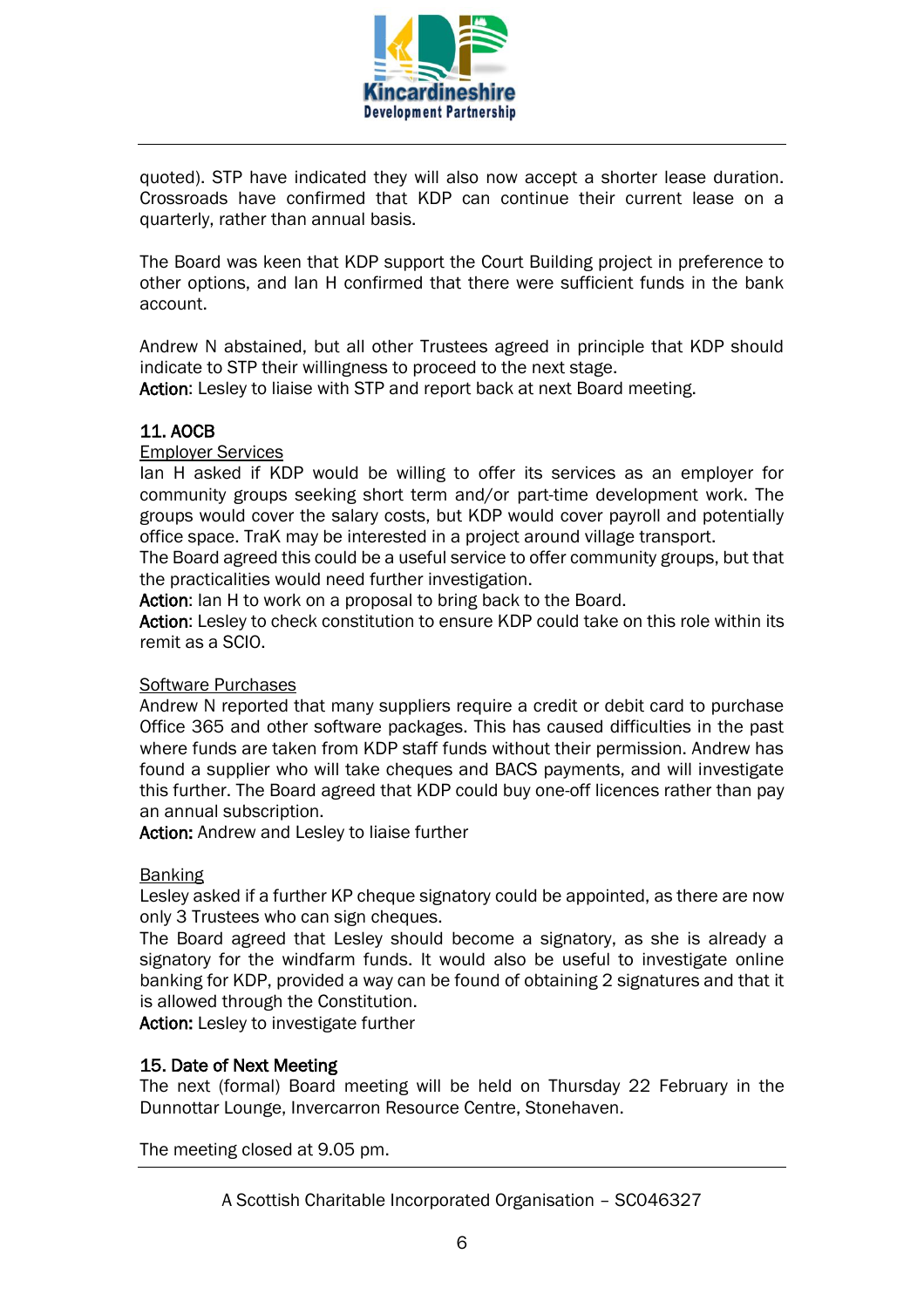quoted). STP have indicated they will also now accept a shorter lease duration. Crossroads have confirmed that KDP can continue their current lease on a quarterly, rather than annual basis.

The Board was keen that KDP support the Court Building project in preference to other options, and Ian H confirmed that there were sufficient funds in the bank account.

Andrew N abstained, but all other Trustees agreed in principle that KDP should indicate to STP their willingness to proceed to the next stage.
**Action**: Lesley to liaise with STP and report back at next Board meeting.

### 11. AOCB

Employer Services

Ian H asked if KDP would be willing to offer its services as an employer for community groups seeking short term and/or part-time development work. The groups would cover the salary costs, but KDP would cover payroll and potentially office space. TraK may be interested in a project around village transport.
The Board agreed this could be a useful service to offer community groups, but that the practicalities would need further investigation.
**Action**: Ian H to work on a proposal to bring back to the Board.
**Action**: Lesley to check constitution to ensure KDP could take on this role within its remit as a SCIO.

Software Purchases

Andrew N reported that many suppliers require a credit or debit card to purchase Office 365 and other software packages. This has caused difficulties in the past where funds are taken from KDP staff funds without their permission. Andrew has found a supplier who will take cheques and BACS payments, and will investigate this further. The Board agreed that KDP could buy one-off licences rather than pay an annual subscription.
**Action:** Andrew and Lesley to liaise further

Banking

Lesley asked if a further KP cheque signatory could be appointed, as there are now only 3 Trustees who can sign cheques.
The Board agreed that Lesley should become a signatory, as she is already a signatory for the windfarm funds. It would also be useful to investigate online banking for KDP, provided a way can be found of obtaining 2 signatures and that it is allowed through the Constitution.
**Action:** Lesley to investigate further

### 15. Date of Next Meeting

The next (formal) Board meeting will be held on Thursday 22 February in the Dunnottar Lounge, Invercarron Resource Centre, Stonehaven.

The meeting closed at 9.05 pm.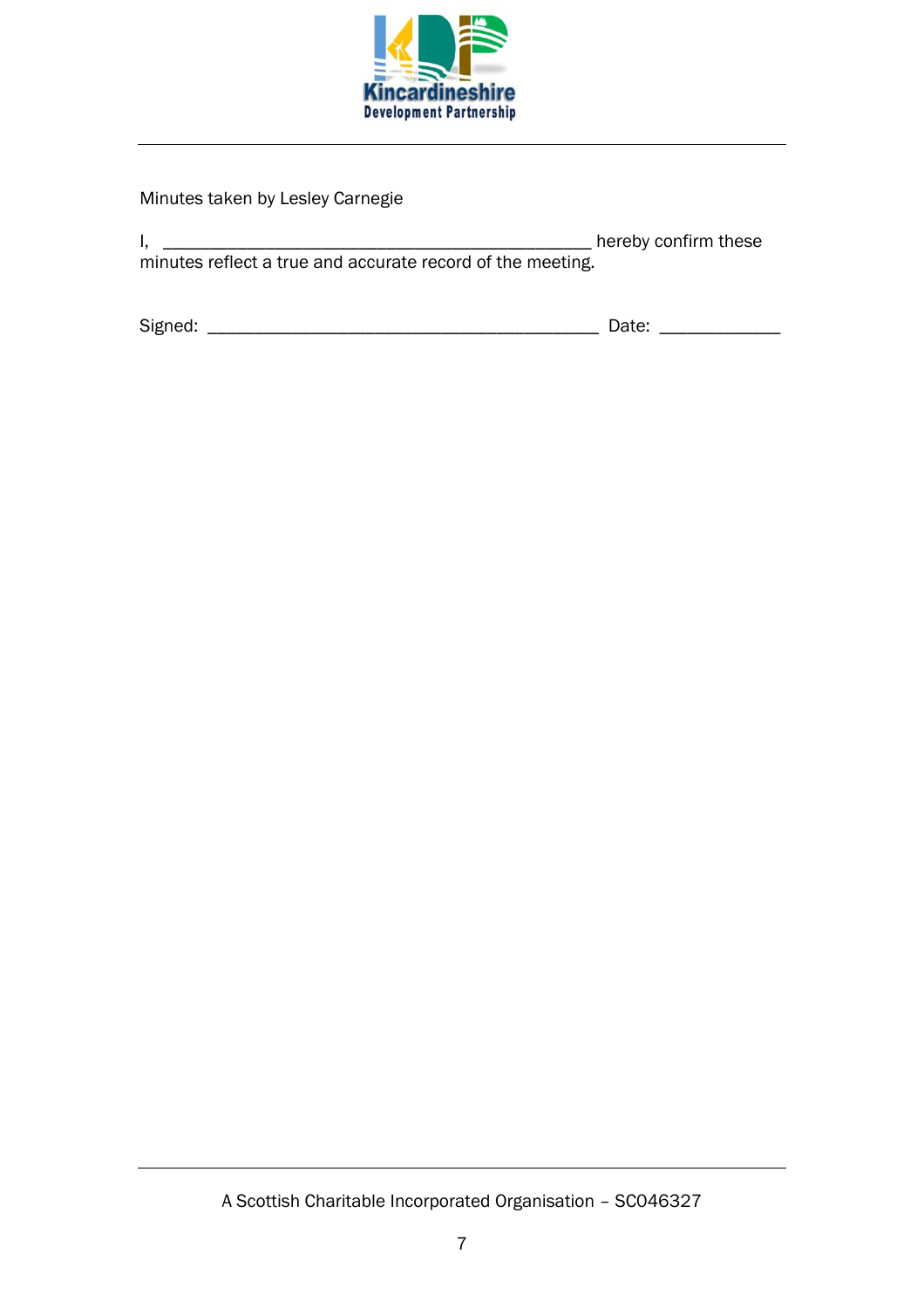Minutes taken by Lesley Carnegie

I, ______________________________________________ hereby confirm these minutes reflect a true and accurate record of the meeting.

Signed: __________________________________________ Date: _____________